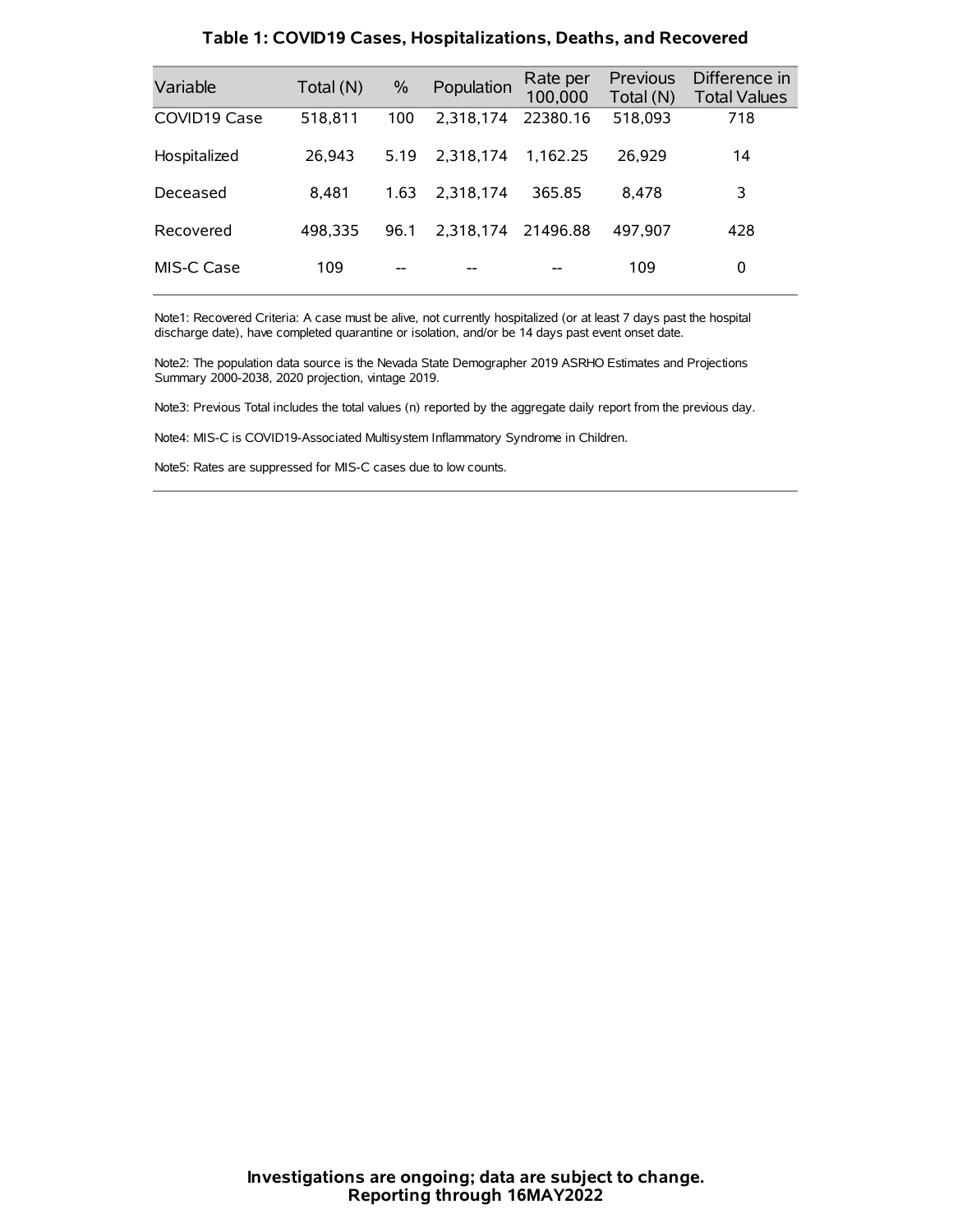## Table 1: COVID19 Cases, Hospitalizations, Deaths, and Recovered

| Variable | Total (N) | % | Population | Rate per 100,000 | Previous Total (N) | Difference in Total Values |
|---|---|---|---|---|---|---|
| COVID19 Case | 518,811 | 100 | 2,318,174 | 22380.16 | 518,093 | 718 |
| Hospitalized | 26,943 | 5.19 | 2,318,174 | 1,162.25 | 26,929 | 14 |
| Deceased | 8,481 | 1.63 | 2,318,174 | 365.85 | 8,478 | 3 |
| Recovered | 498,335 | 96.1 | 2,318,174 | 21496.88 | 497,907 | 428 |
| MIS-C Case | 109 | -- | -- | -- | 109 | 0 |

Note1: Recovered Criteria: A case must be alive, not currently hospitalized (or at least 7 days past the hospital discharge date), have completed quarantine or isolation, and/or be 14 days past event onset date.

Note2: The population data source is the Nevada State Demographer 2019 ASRHO Estimates and Projections Summary 2000-2038, 2020 projection, vintage 2019.

Note3: Previous Total includes the total values (n) reported by the aggregate daily report from the previous day.

Note4: MIS-C is COVID19-Associated Multisystem Inflammatory Syndrome in Children.

Note5: Rates are suppressed for MIS-C cases due to low counts.

**Investigations are ongoing; data are subject to change.**
**Reporting through 16MAY2022**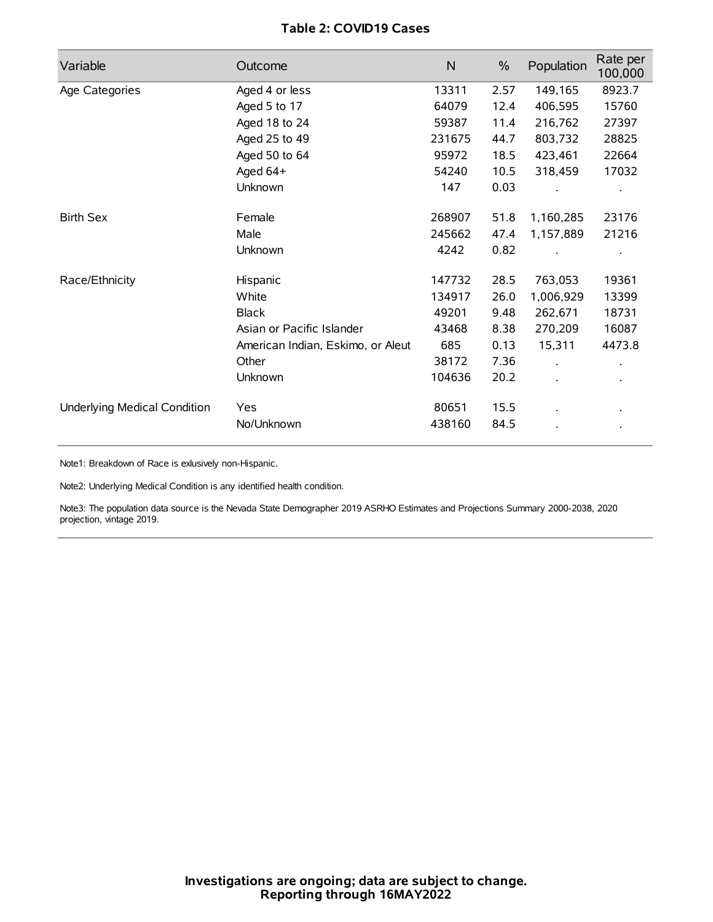**Table 2: COVID19 Cases**

| Variable | Outcome | N | % | Population | Rate per 100,000 |
|---|---|---|---|---|---|
| Age Categories | Aged 4 or less | 13311 | 2.57 | 149,165 | 8923.7 |
| | Aged 5 to 17 | 64079 | 12.4 | 406,595 | 15760 |
| | Aged 18 to 24 | 59387 | 11.4 | 216,762 | 27397 |
| | Aged 25 to 49 | 231675 | 44.7 | 803,732 | 28825 |
| | Aged 50 to 64 | 95972 | 18.5 | 423,461 | 22664 |
| | Aged 64+ | 54240 | 10.5 | 318,459 | 17032 |
| | Unknown | 147 | 0.03 | . | . |
| Birth Sex | Female | 268907 | 51.8 | 1,160,285 | 23176 |
| | Male | 245662 | 47.4 | 1,157,889 | 21216 |
| | Unknown | 4242 | 0.82 | . | . |
| Race/Ethnicity | Hispanic | 147732 | 28.5 | 763,053 | 19361 |
| | White | 134917 | 26.0 | 1,006,929 | 13399 |
| | Black | 49201 | 9.48 | 262,671 | 18731 |
| | Asian or Pacific Islander | 43468 | 8.38 | 270,209 | 16087 |
| | American Indian, Eskimo, or Aleut | 685 | 0.13 | 15,311 | 4473.8 |
| | Other | 38172 | 7.36 | . | . |
| | Unknown | 104636 | 20.2 | . | . |
| Underlying Medical Condition | Yes | 80651 | 15.5 | . | . |
| | No/Unknown | 438160 | 84.5 | . | . |

Note1: Breakdown of Race is exlusively non-Hispanic.

Note2: Underlying Medical Condition is any identified health condition.

Note3: The population data source is the Nevada State Demographer 2019 ASRHO Estimates and Projections Summary 2000-2038, 2020 projection, vintage 2019.

**Investigations are ongoing; data are subject to change.**
**Reporting through 16MAY2022**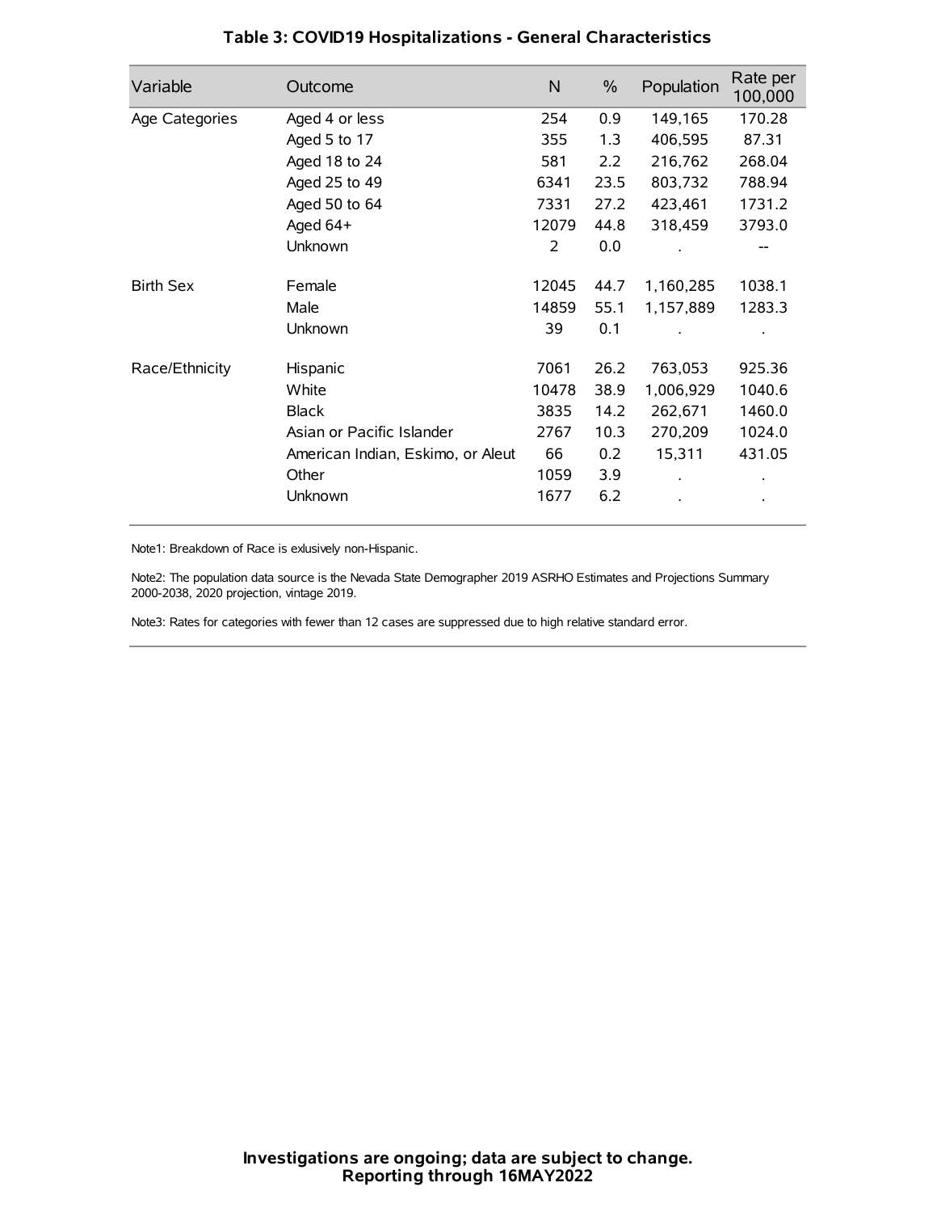# Table 3: COVID19 Hospitalizations - General Characteristics

| Variable | Outcome | N | % | Population | Rate per 100,000 |
|---|---|---|---|---|---|
| Age Categories | Aged 4 or less | 254 | 0.9 | 149,165 | 170.28 |
| | Aged 5 to 17 | 355 | 1.3 | 406,595 | 87.31 |
| | Aged 18 to 24 | 581 | 2.2 | 216,762 | 268.04 |
| | Aged 25 to 49 | 6341 | 23.5 | 803,732 | 788.94 |
| | Aged 50 to 64 | 7331 | 27.2 | 423,461 | 1731.2 |
| | Aged 64+ | 12079 | 44.8 | 318,459 | 3793.0 |
| | Unknown | 2 | 0.0 | . | -- |
| Birth Sex | Female | 12045 | 44.7 | 1,160,285 | 1038.1 |
| | Male | 14859 | 55.1 | 1,157,889 | 1283.3 |
| | Unknown | 39 | 0.1 | . | . |
| Race/Ethnicity | Hispanic | 7061 | 26.2 | 763,053 | 925.36 |
| | White | 10478 | 38.9 | 1,006,929 | 1040.6 |
| | Black | 3835 | 14.2 | 262,671 | 1460.0 |
| | Asian or Pacific Islander | 2767 | 10.3 | 270,209 | 1024.0 |
| | American Indian, Eskimo, or Aleut | 66 | 0.2 | 15,311 | 431.05 |
| | Other | 1059 | 3.9 | . | . |
| | Unknown | 1677 | 6.2 | . | . |

Note1: Breakdown of Race is exlusively non-Hispanic.

Note2: The population data source is the Nevada State Demographer 2019 ASRHO Estimates and Projections Summary 2000-2038, 2020 projection, vintage 2019.

Note3: Rates for categories with fewer than 12 cases are suppressed due to high relative standard error.

**Investigations are ongoing; data are subject to change.**
**Reporting through 16MAY2022**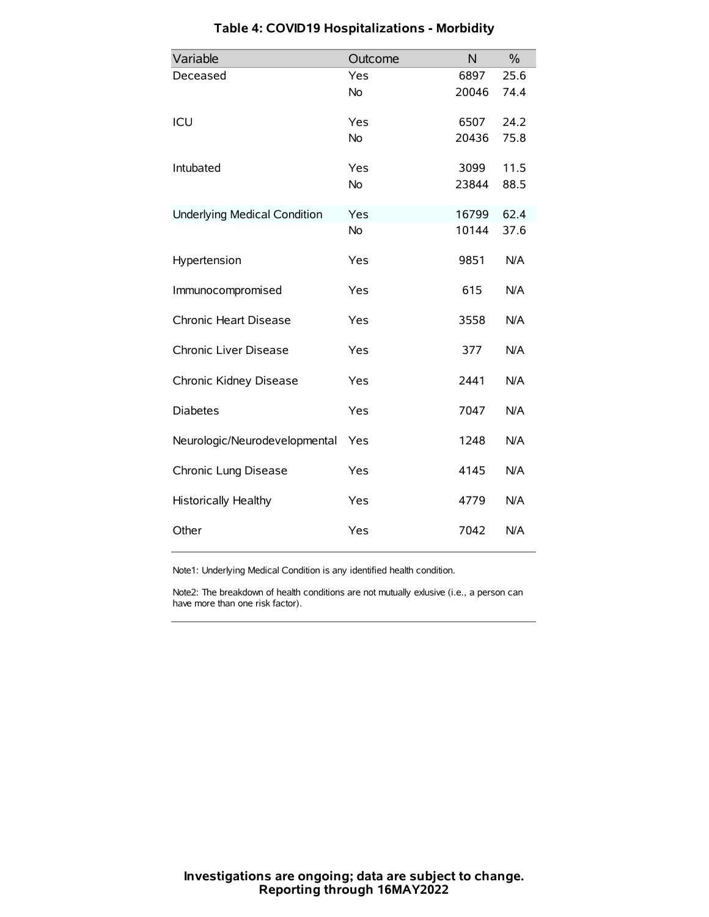## Table 4: COVID19 Hospitalizations - Morbidity

| Variable | Outcome | N | % |
|---|---|---|---|
| Deceased | Yes | 6897 | 25.6 |
| | No | 20046 | 74.4 |
| ICU | Yes | 6507 | 24.2 |
| | No | 20436 | 75.8 |
| Intubated | Yes | 3099 | 11.5 |
| | No | 23844 | 88.5 |
| Underlying Medical Condition | Yes | 16799 | 62.4 |
| | No | 10144 | 37.6 |
| Hypertension | Yes | 9851 | N/A |
| Immunocompromised | Yes | 615 | N/A |
| Chronic Heart Disease | Yes | 3558 | N/A |
| Chronic Liver Disease | Yes | 377 | N/A |
| Chronic Kidney Disease | Yes | 2441 | N/A |
| Diabetes | Yes | 7047 | N/A |
| Neurologic/Neurodevelopmental | Yes | 1248 | N/A |
| Chronic Lung Disease | Yes | 4145 | N/A |
| Historically Healthy | Yes | 4779 | N/A |
| Other | Yes | 7042 | N/A |

Note1: Underlying Medical Condition is any identified health condition.

Note2: The breakdown of health conditions are not mutually exlusive (i.e., a person can have more than one risk factor).

**Investigations are ongoing; data are subject to change.**
**Reporting through 16MAY2022**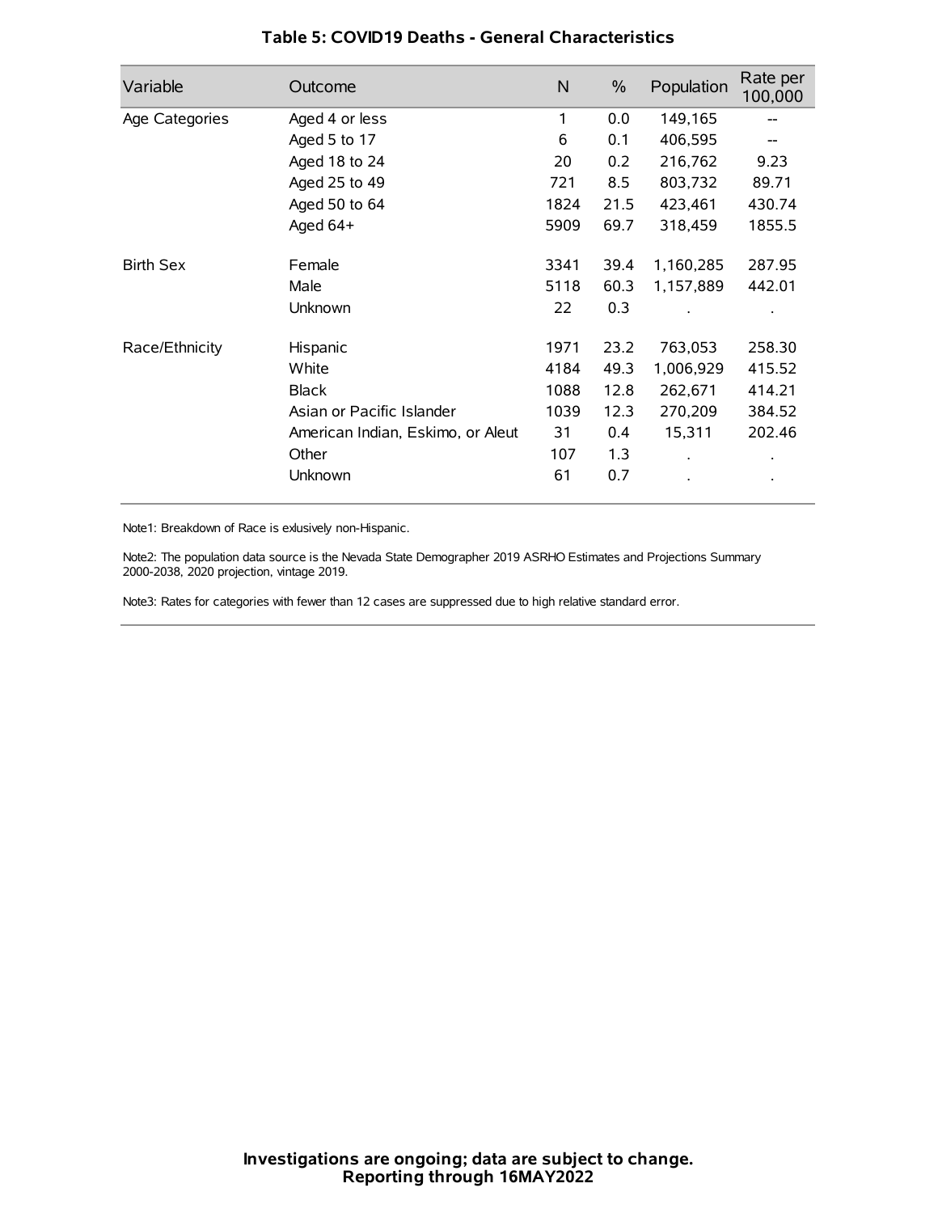**Table 5: COVID19 Deaths - General Characteristics**

| Variable | Outcome | N | % | Population | Rate per 100,000 |
|---|---|---|---|---|---|
| Age Categories | Aged 4 or less | 1 | 0.0 | 149,165 | -- |
| | Aged 5 to 17 | 6 | 0.1 | 406,595 | -- |
| | Aged 18 to 24 | 20 | 0.2 | 216,762 | 9.23 |
| | Aged 25 to 49 | 721 | 8.5 | 803,732 | 89.71 |
| | Aged 50 to 64 | 1824 | 21.5 | 423,461 | 430.74 |
| | Aged 64+ | 5909 | 69.7 | 318,459 | 1855.5 |
| Birth Sex | Female | 3341 | 39.4 | 1,160,285 | 287.95 |
| | Male | 5118 | 60.3 | 1,157,889 | 442.01 |
| | Unknown | 22 | 0.3 | . | . |
| Race/Ethnicity | Hispanic | 1971 | 23.2 | 763,053 | 258.30 |
| | White | 4184 | 49.3 | 1,006,929 | 415.52 |
| | Black | 1088 | 12.8 | 262,671 | 414.21 |
| | Asian or Pacific Islander | 1039 | 12.3 | 270,209 | 384.52 |
| | American Indian, Eskimo, or Aleut | 31 | 0.4 | 15,311 | 202.46 |
| | Other | 107 | 1.3 | . | . |
| | Unknown | 61 | 0.7 | . | . |

Note1: Breakdown of Race is exlusively non-Hispanic.

Note2: The population data source is the Nevada State Demographer 2019 ASRHO Estimates and Projections Summary 2000-2038, 2020 projection, vintage 2019.

Note3: Rates for categories with fewer than 12 cases are suppressed due to high relative standard error.

**Investigations are ongoing; data are subject to change.**
**Reporting through 16MAY2022**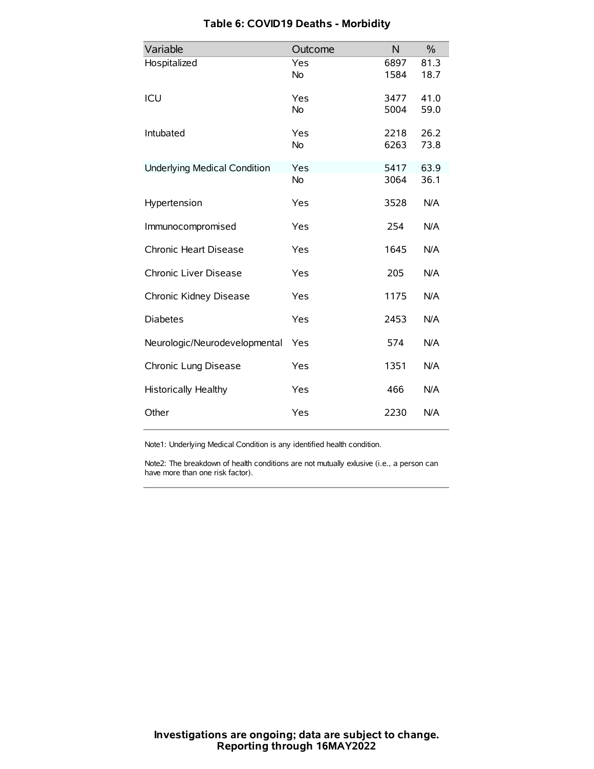# Table 6: COVID19 Deaths - Morbidity

| Variable | Outcome | N | % |
|---|---|---|---|
| Hospitalized | Yes | 6897 | 81.3 |
| | No | 1584 | 18.7 |
| ICU | Yes | 3477 | 41.0 |
| | No | 5004 | 59.0 |
| Intubated | Yes | 2218 | 26.2 |
| | No | 6263 | 73.8 |
| Underlying Medical Condition | Yes | 5417 | 63.9 |
| | No | 3064 | 36.1 |
| Hypertension | Yes | 3528 | N/A |
| Immunocompromised | Yes | 254 | N/A |
| Chronic Heart Disease | Yes | 1645 | N/A |
| Chronic Liver Disease | Yes | 205 | N/A |
| Chronic Kidney Disease | Yes | 1175 | N/A |
| Diabetes | Yes | 2453 | N/A |
| Neurologic/Neurodevelopmental | Yes | 574 | N/A |
| Chronic Lung Disease | Yes | 1351 | N/A |
| Historically Healthy | Yes | 466 | N/A |
| Other | Yes | 2230 | N/A |

Note1: Underlying Medical Condition is any identified health condition.

Note2: The breakdown of health conditions are not mutually exlusive (i.e., a person can have more than one risk factor).

**Investigations are ongoing; data are subject to change.**
**Reporting through 16MAY2022**